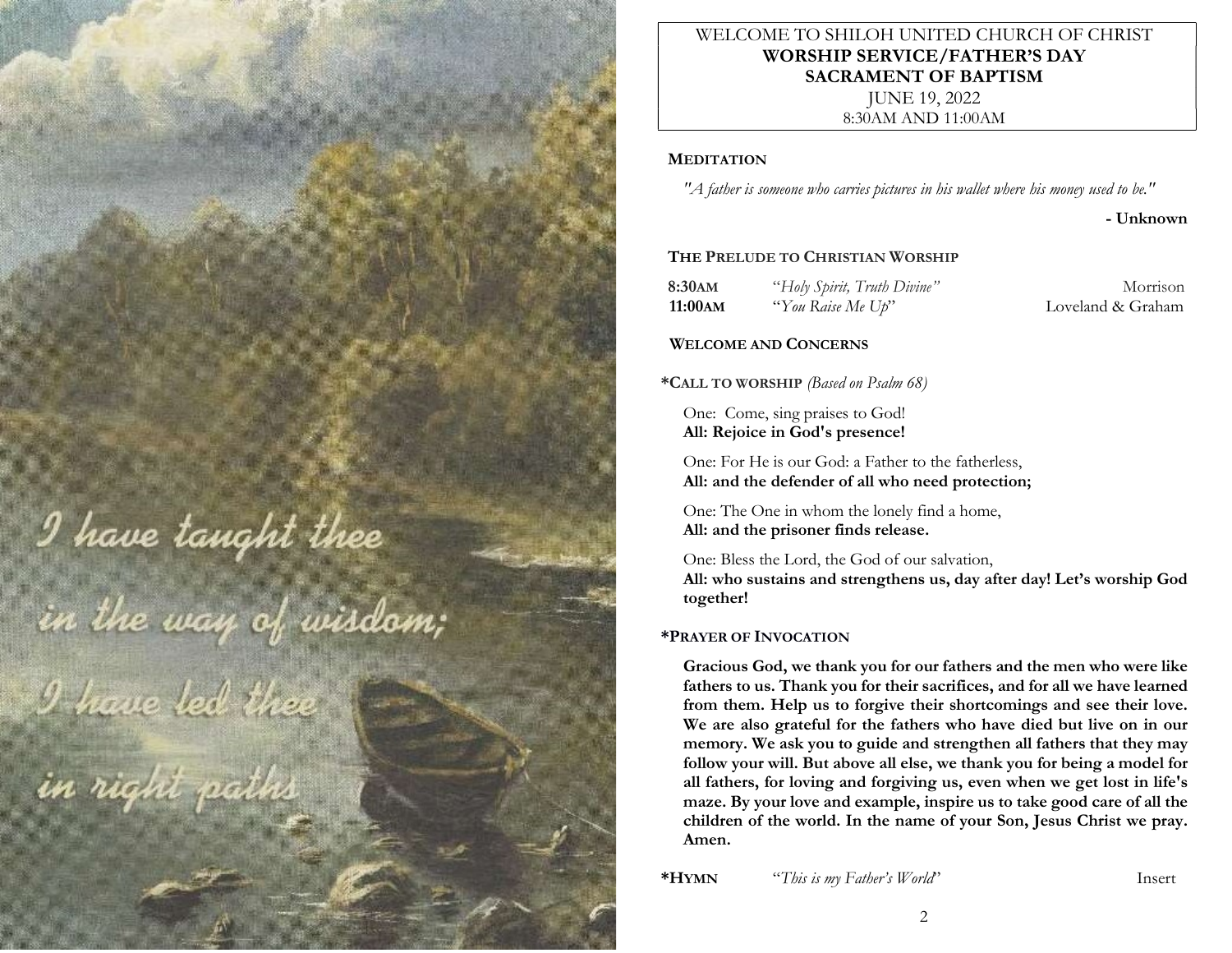I have taught thee

in the way of wisdom;

I have led thee

in right paths

WELCOME TO SHILOH UNITED CHURCH OF CHRIST

**WORSHIP SERVICE/FATHER'S DAY**

**SACRAMENT OF BAPTISM**

JUNE 19, 2022

8:30AM AND 11:00AM

**MEDITATION**

*"A father is someone who carries pictures in his wallet where his money used to be."*

**- Unknown**

**THE PRELUDE TO CHRISTIAN WORSHIP**

**8:30AM** "*Holy Spirit, Truth Divine*" Morrison

**11:00AM** "*You Raise Me Up*" Loveland & Graham

**WELCOME AND CONCERNS**

***CALL TO WORSHIP** *(Based on Psalm 68)*

One: Come, sing praises to God!
**All: Rejoice in God's presence!**

One: For He is our God: a Father to the fatherless,
**All: and the defender of all who need protection;**

One: The One in whom the lonely find a home,
**All: and the prisoner finds release.**

One: Bless the Lord, the God of our salvation,
**All: who sustains and strengthens us, day after day! Let's worship God together!**

***PRAYER OF INVOCATION**

**Gracious God, we thank you for our fathers and the men who were like fathers to us. Thank you for their sacrifices, and for all we have learned from them. Help us to forgive their shortcomings and see their love. We are also grateful for the fathers who have died but live on in our memory. We ask you to guide and strengthen all fathers that they may follow your will. But above all else, we thank you for being a model for all fathers, for loving and forgiving us, even when we get lost in life's maze. By your love and example, inspire us to take good care of all the children of the world. In the name of your Son, Jesus Christ we pray. Amen.**

***HYMN** "*This is my Father's World*" Insert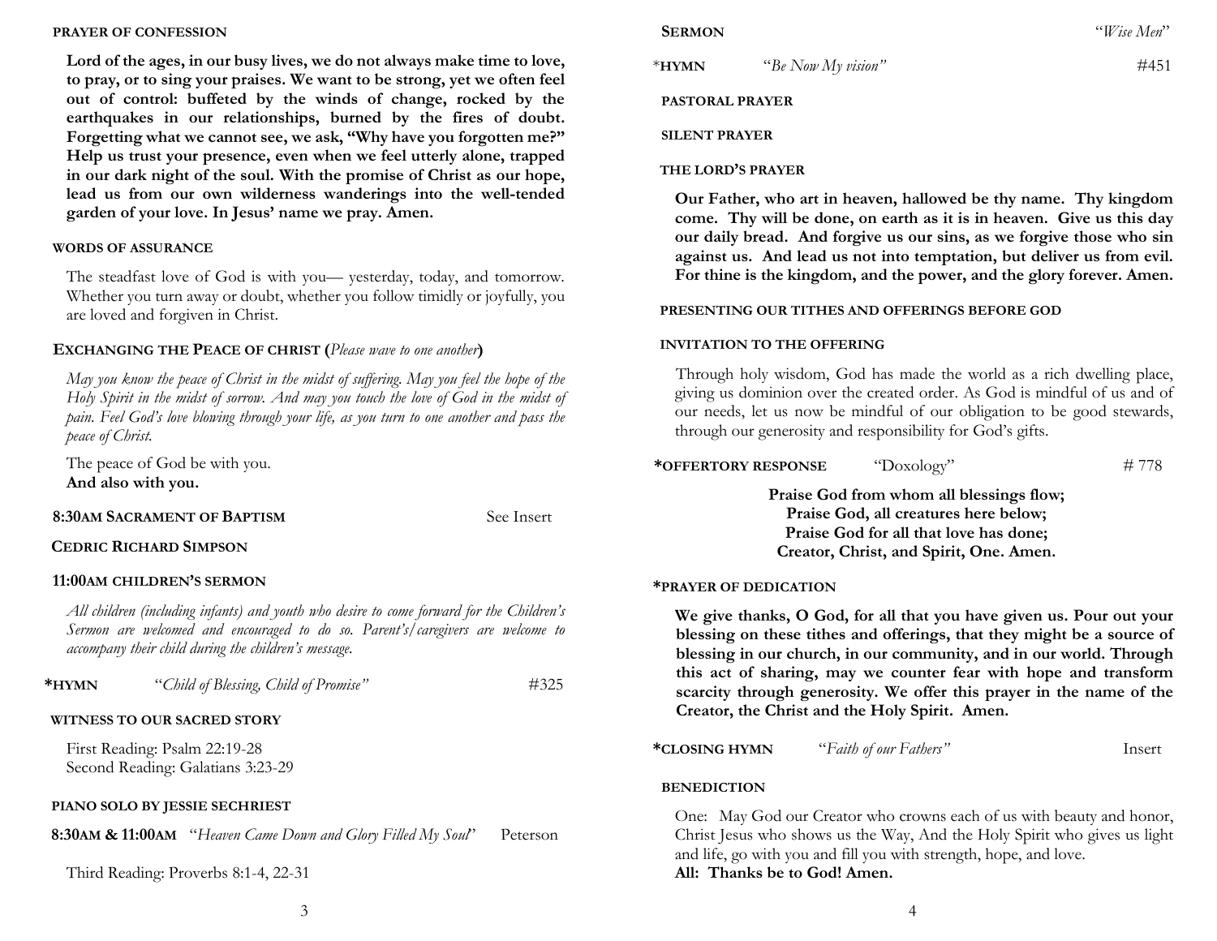### PRAYER OF CONFESSION

**Lord of the ages, in our busy lives, we do not always make time to love, to pray, or to sing your praises. We want to be strong, yet we often feel out of control: buffeted by the winds of change, rocked by the earthquakes in our relationships, burned by the fires of doubt. Forgetting what we cannot see, we ask, "Why have you forgotten me?" Help us trust your presence, even when we feel utterly alone, trapped in our dark night of the soul. With the promise of Christ as our hope, lead us from our own wilderness wanderings into the well-tended garden of your love. In Jesus' name we pray. Amen.**

### WORDS OF ASSURANCE

The steadfast love of God is with you— yesterday, today, and tomorrow. Whether you turn away or doubt, whether you follow timidly or joyfully, you are loved and forgiven in Christ.

### EXCHANGING THE PEACE OF CHRIST (*Please wave to one another*)

*May you know the peace of Christ in the midst of suffering. May you feel the hope of the Holy Spirit in the midst of sorrow. And may you touch the love of God in the midst of pain. Feel God's love blowing through your life, as you turn to one another and pass the peace of Christ.*

The peace of God be with you.
**And also with you.**

### 8:30AM SACRAMENT OF BAPTISM — See Insert

### CEDRIC RICHARD SIMPSON

### 11:00AM CHILDREN'S SERMON

*All children (including infants) and youth who desire to come forward for the Children's Sermon are welcomed and encouraged to do so. Parent's/caregivers are welcome to accompany their child during the children's message.*

**\*HYMN** "*Child of Blessing, Child of Promise*" #325

### WITNESS TO OUR SACRED STORY

First Reading: Psalm 22:19-28
Second Reading: Galatians 3:23-29

### PIANO SOLO BY JESSIE SECHRIEST

**8:30AM & 11:00AM** "*Heaven Came Down and Glory Filled My Soul*" Peterson

Third Reading: Proverbs 8:1-4, 22-31

### SERMON — "*Wise Men*"

**\*HYMN** "*Be Now My vision*" #451

### PASTORAL PRAYER

### SILENT PRAYER

### THE LORD'S PRAYER

**Our Father, who art in heaven, hallowed be thy name. Thy kingdom come. Thy will be done, on earth as it is in heaven. Give us this day our daily bread. And forgive us our sins, as we forgive those who sin against us. And lead us not into temptation, but deliver us from evil. For thine is the kingdom, and the power, and the glory forever. Amen.**

### PRESENTING OUR TITHES AND OFFERINGS BEFORE GOD

### INVITATION TO THE OFFERING

Through holy wisdom, God has made the world as a rich dwelling place, giving us dominion over the created order. As God is mindful of us and of our needs, let us now be mindful of our obligation to be good stewards, through our generosity and responsibility for God's gifts.

**\*OFFERTORY RESPONSE** "Doxology" # 778

**Praise God from whom all blessings flow;**
**Praise God, all creatures here below;**
**Praise God for all that love has done;**
**Creator, Christ, and Spirit, One. Amen.**

### \*PRAYER OF DEDICATION

**We give thanks, O God, for all that you have given us. Pour out your blessing on these tithes and offerings, that they might be a source of blessing in our church, in our community, and in our world. Through this act of sharing, may we counter fear with hope and transform scarcity through generosity. We offer this prayer in the name of the Creator, the Christ and the Holy Spirit. Amen.**

**\*CLOSING HYMN** "*Faith of our Fathers*" Insert

### BENEDICTION

One: May God our Creator who crowns each of us with beauty and honor, Christ Jesus who shows us the Way, And the Holy Spirit who gives us light and life, go with you and fill you with strength, hope, and love.
**All: Thanks be to God! Amen.**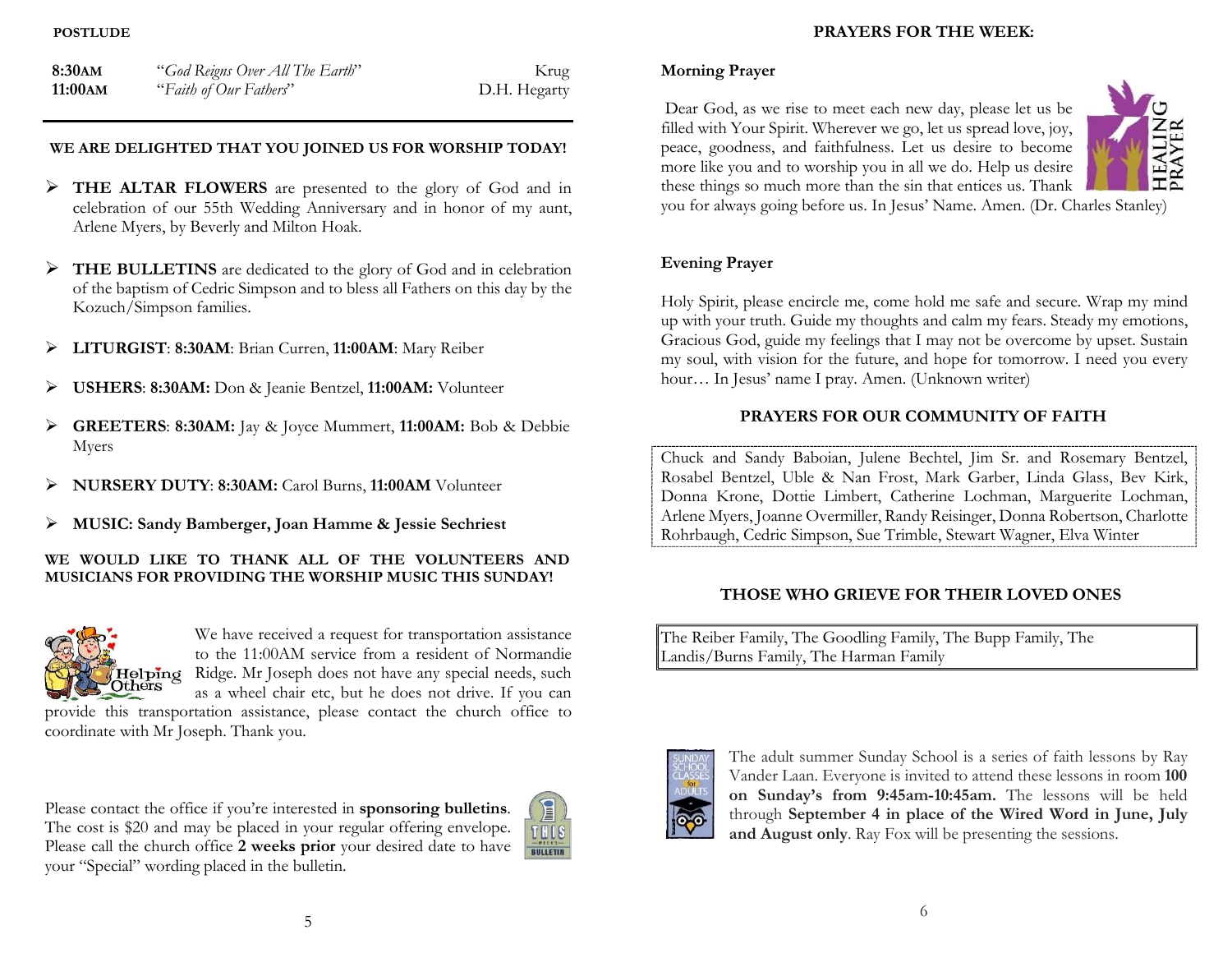**POSTLUDE**

| | | |
|---|---|---|
| **8:30AM** | "*God Reigns Over All The Earth*" | Krug |
| **11:00AM** | "*Faith of Our Fathers*" | D.H. Hegarty |

**WE ARE DELIGHTED THAT YOU JOINED US FOR WORSHIP TODAY!**

- **THE ALTAR FLOWERS** are presented to the glory of God and in celebration of our 55th Wedding Anniversary and in honor of my aunt, Arlene Myers, by Beverly and Milton Hoak.
- **THE BULLETINS** are dedicated to the glory of God and in celebration of the baptism of Cedric Simpson and to bless all Fathers on this day by the Kozuch/Simpson families.
- **LITURGIST**: **8:30AM**: Brian Curren, **11:00AM**: Mary Reiber
- **USHERS**: **8:30AM:** Don & Jeanie Bentzel, **11:00AM:** Volunteer
- **GREETERS**: **8:30AM:** Jay & Joyce Mummert, **11:00AM:** Bob & Debbie Myers
- **NURSERY DUTY**: **8:30AM:** Carol Burns, **11:00AM** Volunteer
- **MUSIC: Sandy Bamberger, Joan Hamme & Jessie Sechriest**

**WE WOULD LIKE TO THANK ALL OF THE VOLUNTEERS AND MUSICIANS FOR PROVIDING THE WORSHIP MUSIC THIS SUNDAY!**

We have received a request for transportation assistance to the 11:00AM service from a resident of Normandie Ridge. Mr Joseph does not have any special needs, such as a wheel chair etc, but he does not drive. If you can provide this transportation assistance, please contact the church office to coordinate with Mr Joseph. Thank you.

Please contact the office if you're interested in **sponsoring bulletins**. The cost is $20 and may be placed in your regular offering envelope. Please call the church office **2 weeks prior** your desired date to have your "Special" wording placed in the bulletin.

## PRAYERS FOR THE WEEK:

**Morning Prayer**

Dear God, as we rise to meet each new day, please let us be filled with Your Spirit. Wherever we go, let us spread love, joy, peace, goodness, and faithfulness. Let us desire to become more like you and to worship you in all we do. Help us desire these things so much more than the sin that entices us. Thank you for always going before us. In Jesus' Name. Amen. (Dr. Charles Stanley)

**Evening Prayer**

Holy Spirit, please encircle me, come hold me safe and secure. Wrap my mind up with your truth. Guide my thoughts and calm my fears. Steady my emotions, Gracious God, guide my feelings that I may not be overcome by upset. Sustain my soul, with vision for the future, and hope for tomorrow. I need you every hour… In Jesus' name I pray. Amen. (Unknown writer)

## PRAYERS FOR OUR COMMUNITY OF FAITH

Chuck and Sandy Baboian, Julene Bechtel, Jim Sr. and Rosemary Bentzel, Rosabel Bentzel, Uble & Nan Frost, Mark Garber, Linda Glass, Bev Kirk, Donna Krone, Dottie Limbert, Catherine Lochman, Marguerite Lochman, Arlene Myers, Joanne Overmiller, Randy Reisinger, Donna Robertson, Charlotte Rohrbaugh, Cedric Simpson, Sue Trimble, Stewart Wagner, Elva Winter

## THOSE WHO GRIEVE FOR THEIR LOVED ONES

The Reiber Family, The Goodling Family, The Bupp Family, The Landis/Burns Family, The Harman Family

The adult summer Sunday School is a series of faith lessons by Ray Vander Laan. Everyone is invited to attend these lessons in room **100 on Sunday's from 9:45am-10:45am.** The lessons will be held through **September 4 in place of the Wired Word in June, July and August only**. Ray Fox will be presenting the sessions.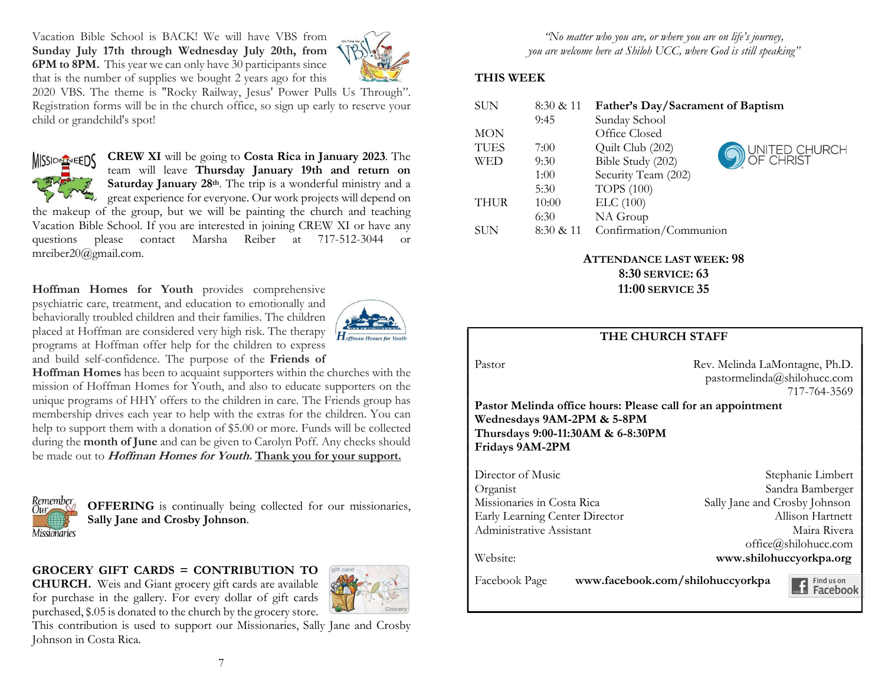Vacation Bible School is BACK! We will have VBS from **Sunday July 17th through Wednesday July 20th, from 6PM to 8PM.** This year we can only have 30 participants since that is the number of supplies we bought 2 years ago for this 2020 VBS. The theme is "Rocky Railway, Jesus' Power Pulls Us Through". Registration forms will be in the church office, so sign up early to reserve your child or grandchild's spot!

**CREW XI** will be going to **Costa Rica in January 2023**. The team will leave **Thursday January 19th and return on Saturday January 28th**. The trip is a wonderful ministry and a great experience for everyone. Our work projects will depend on the makeup of the group, but we will be painting the church and teaching Vacation Bible School. If you are interested in joining CREW XI or have any questions please contact Marsha Reiber at 717-512-3044 or mreiber20@gmail.com.

**Hoffman Homes for Youth** provides comprehensive psychiatric care, treatment, and education to emotionally and behaviorally troubled children and their families. The children placed at Hoffman are considered very high risk. The therapy programs at Hoffman offer help for the children to express and build self-confidence. The purpose of the **Friends of Hoffman Homes** has been to acquaint supporters within the churches with the mission of Hoffman Homes for Youth, and also to educate supporters on the unique programs of HHY offers to the children in care. The Friends group has membership drives each year to help with the extras for the children. You can help to support them with a donation of $5.00 or more. Funds will be collected during the **month of June** and can be given to Carolyn Poff. Any checks should be made out to ***Hoffman Homes for Youth.*** **Thank you for your support.**

**OFFERING** is continually being collected for our missionaries, **Sally Jane and Crosby Johnson**.

**GROCERY GIFT CARDS = CONTRIBUTION TO CHURCH.** Weis and Giant grocery gift cards are available for purchase in the gallery. For every dollar of gift cards purchased, $.05 is donated to the church by the grocery store. This contribution is used to support our Missionaries, Sally Jane and Crosby Johnson in Costa Rica.

*"No matter who you are, or where you are on life's journey, you are welcome here at Shiloh UCC, where God is still speaking"*

## THIS WEEK

| | | |
|---|---|---|
| SUN | 8:30 & 11 | **Father's Day/Sacrament of Baptism** |
| | 9:45 | Sunday School |
| MON | | Office Closed |
| TUES | 7:00 | Quilt Club (202) |
| WED | 9:30 | Bible Study (202) |
| | 1:00 | Security Team (202) |
| | 5:30 | TOPS (100) |
| THUR | 10:00 | ELC (100) |
| | 6:30 | NA Group |
| SUN | 8:30 & 11 | Confirmation/Communion |

**ATTENDANCE LAST WEEK: 98**
**8:30 SERVICE: 63**
**11:00 SERVICE 35**

## THE CHURCH STAFF

| | |
|---|---|
| Pastor | Rev. Melinda LaMontagne, Ph.D. pastormelinda@shilohucc.com 717-764-3569 |

**Pastor Melinda office hours: Please call for an appointment**
**Wednesdays 9AM-2PM & 5-8PM**
**Thursdays 9:00-11:30AM & 6-8:30PM**
**Fridays 9AM-2PM**

| | |
|---|---|
| Director of Music | Stephanie Limbert |
| Organist | Sandra Bamberger |
| Missionaries in Costa Rica | Sally Jane and Crosby Johnson |
| Early Learning Center Director | Allison Hartnett |
| Administrative Assistant | Maira Rivera office@shilohucc.com |
| Website: | **www.shilohuccyorkpa.org** |
| Facebook Page | **www.facebook.com/shilohuccyorkpa** |